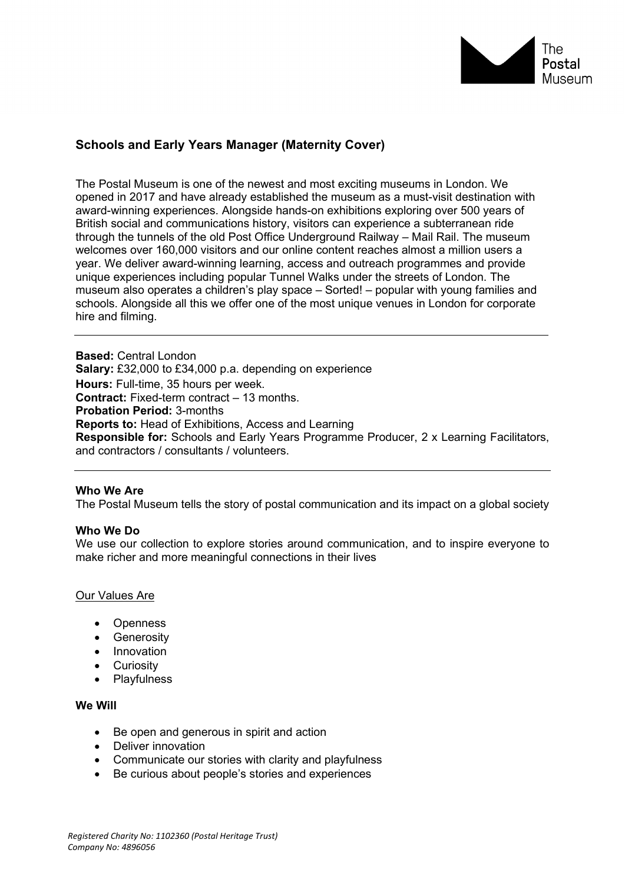# Schools and Early Years Manager (Maternity Cover)

The Postal Museum is one of the newest and most exciting museums in London. We opened in 2017 and have already established the museum as a must-visit destination with award-winning experiences. Alongside hands-on exhibitions exploring over 500 years of British social and communications history, visitors can experience a subterranean ride through the tunnels of the old Post Office Underground Railway – Mail Rail. The museum welcomes over 160,000 visitors and our online content reaches almost a million users a year. We deliver award-winning learning, access and outreach programmes and provide unique experiences including popular Tunnel Walks under the streets of London. The museum also operates a children's play space – Sorted! – popular with young families and schools. Alongside all this we offer one of the most unique venues in London for corporate hire and filming.

---

**Based:** Central London
**Salary:** £32,000 to £34,000 p.a. depending on experience
**Hours:** Full-time, 35 hours per week.
**Contract:** Fixed-term contract – 13 months.
**Probation Period:** 3-months
**Reports to:** Head of Exhibitions, Access and Learning
**Responsible for:** Schools and Early Years Programme Producer, 2 x Learning Facilitators, and contractors / consultants / volunteers.

---

**Who We Are**
The Postal Museum tells the story of postal communication and its impact on a global society

**Who We Do**
We use our collection to explore stories around communication, and to inspire everyone to make richer and more meaningful connections in their lives

Our Values Are

- Openness
- Generosity
- Innovation
- Curiosity
- Playfulness

**We Will**

- Be open and generous in spirit and action
- Deliver innovation
- Communicate our stories with clarity and playfulness
- Be curious about people's stories and experiences

*Registered Charity No: 1102360 (Postal Heritage Trust)*
*Company No: 4896056*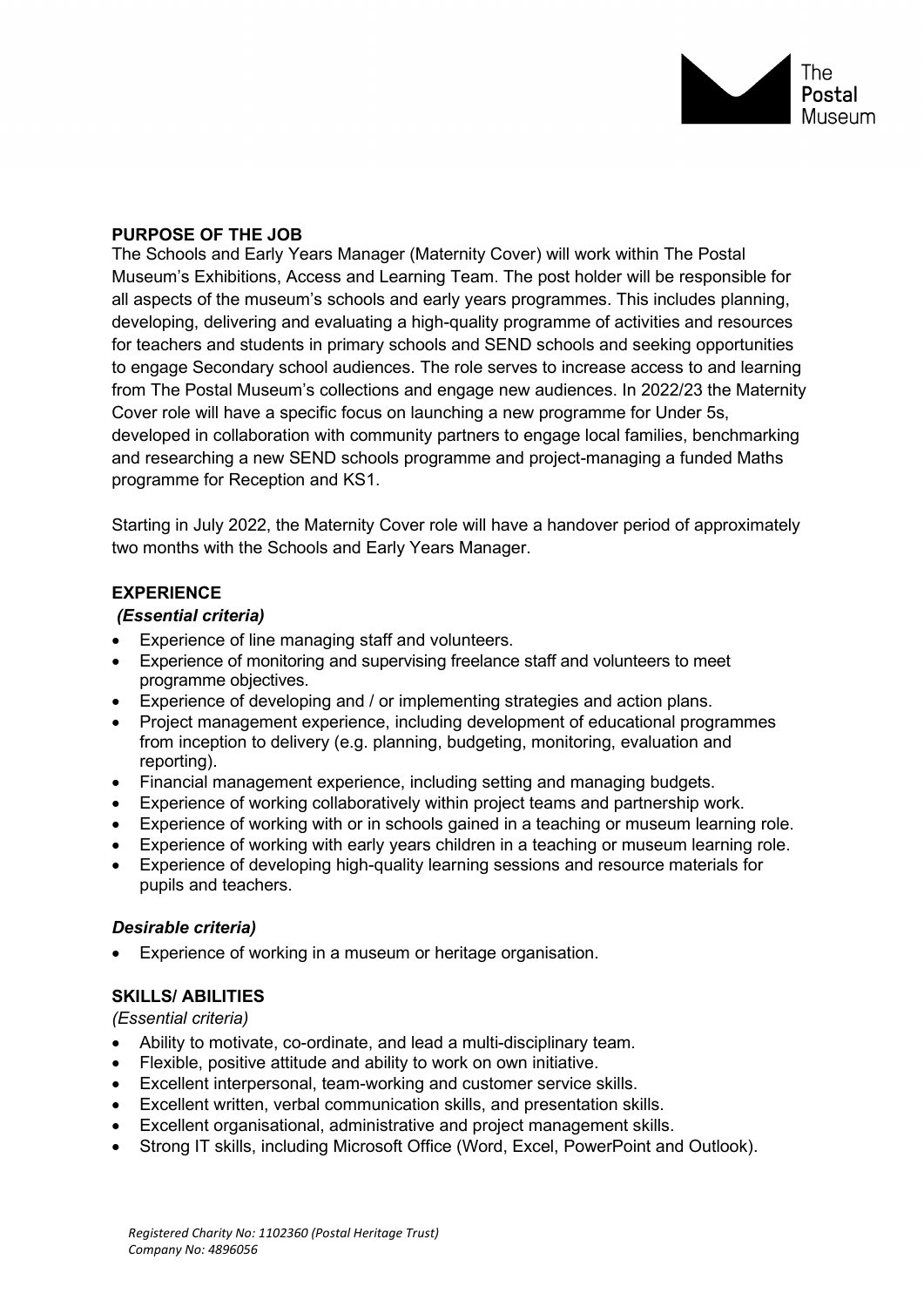**PURPOSE OF THE JOB**

The Schools and Early Years Manager (Maternity Cover) will work within The Postal Museum's Exhibitions, Access and Learning Team. The post holder will be responsible for all aspects of the museum's schools and early years programmes. This includes planning, developing, delivering and evaluating a high-quality programme of activities and resources for teachers and students in primary schools and SEND schools and seeking opportunities to engage Secondary school audiences. The role serves to increase access to and learning from The Postal Museum's collections and engage new audiences. In 2022/23 the Maternity Cover role will have a specific focus on launching a new programme for Under 5s, developed in collaboration with community partners to engage local families, benchmarking and researching a new SEND schools programme and project-managing a funded Maths programme for Reception and KS1.

Starting in July 2022, the Maternity Cover role will have a handover period of approximately two months with the Schools and Early Years Manager.

**EXPERIENCE**

***(Essential criteria)***

- Experience of line managing staff and volunteers.
- Experience of monitoring and supervising freelance staff and volunteers to meet programme objectives.
- Experience of developing and / or implementing strategies and action plans.
- Project management experience, including development of educational programmes from inception to delivery (e.g. planning, budgeting, monitoring, evaluation and reporting).
- Financial management experience, including setting and managing budgets.
- Experience of working collaboratively within project teams and partnership work.
- Experience of working with or in schools gained in a teaching or museum learning role.
- Experience of working with early years children in a teaching or museum learning role.
- Experience of developing high-quality learning sessions and resource materials for pupils and teachers.

***Desirable criteria)***

- Experience of working in a museum or heritage organisation.

**SKILLS/ ABILITIES**

*(Essential criteria)*

- Ability to motivate, co-ordinate, and lead a multi-disciplinary team.
- Flexible, positive attitude and ability to work on own initiative.
- Excellent interpersonal, team-working and customer service skills.
- Excellent written, verbal communication skills, and presentation skills.
- Excellent organisational, administrative and project management skills.
- Strong IT skills, including Microsoft Office (Word, Excel, PowerPoint and Outlook).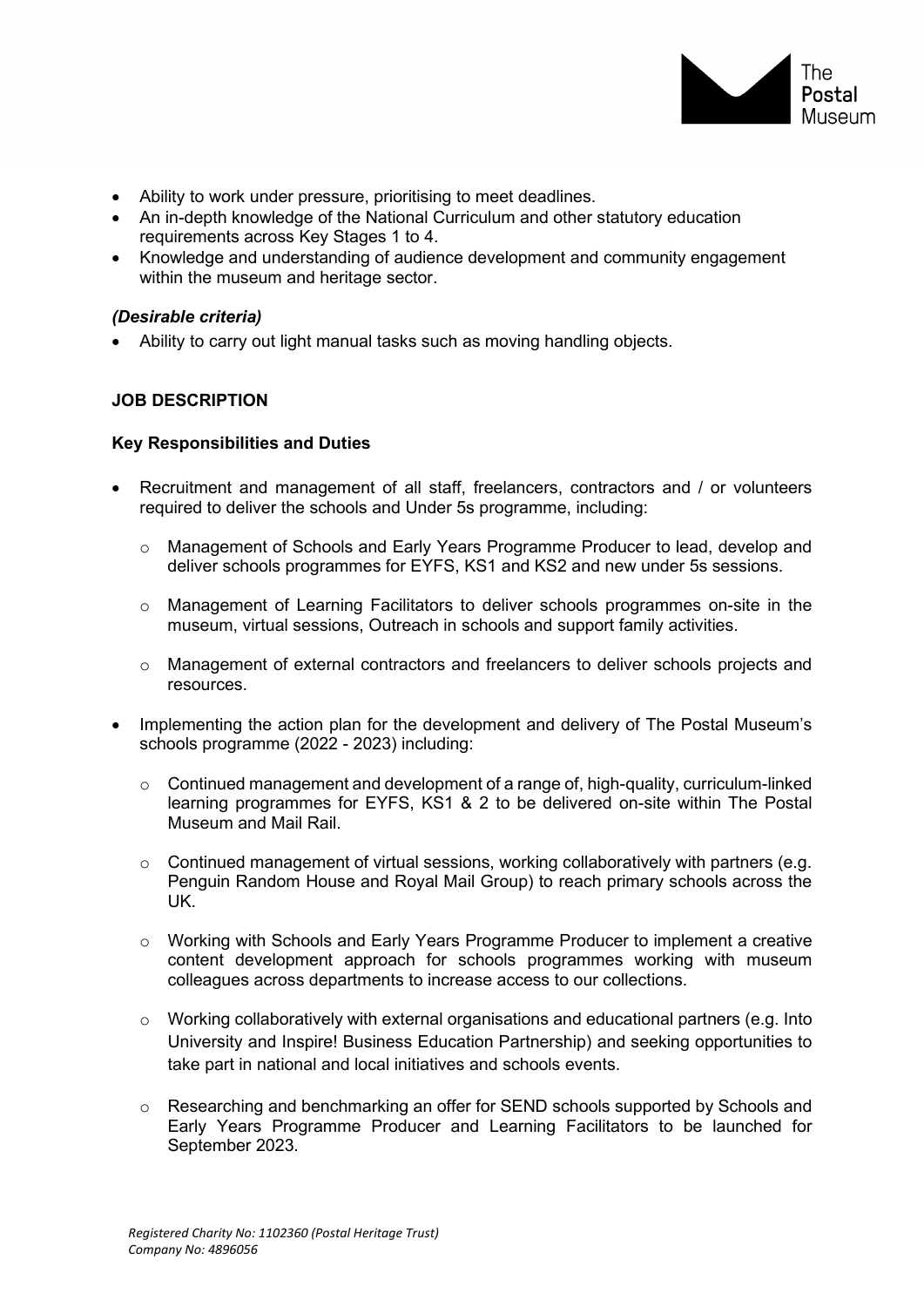- Ability to work under pressure, prioritising to meet deadlines.
- An in-depth knowledge of the National Curriculum and other statutory education requirements across Key Stages 1 to 4.
- Knowledge and understanding of audience development and community engagement within the museum and heritage sector.

### *(Desirable criteria)*

- Ability to carry out light manual tasks such as moving handling objects.

## JOB DESCRIPTION

### Key Responsibilities and Duties

- Recruitment and management of all staff, freelancers, contractors and / or volunteers required to deliver the schools and Under 5s programme, including:
    - Management of Schools and Early Years Programme Producer to lead, develop and deliver schools programmes for EYFS, KS1 and KS2 and new under 5s sessions.
    - Management of Learning Facilitators to deliver schools programmes on-site in the museum, virtual sessions, Outreach in schools and support family activities.
    - Management of external contractors and freelancers to deliver schools projects and resources.
- Implementing the action plan for the development and delivery of The Postal Museum's schools programme (2022 - 2023) including:
    - Continued management and development of a range of, high-quality, curriculum-linked learning programmes for EYFS, KS1 & 2 to be delivered on-site within The Postal Museum and Mail Rail.
    - Continued management of virtual sessions, working collaboratively with partners (e.g. Penguin Random House and Royal Mail Group) to reach primary schools across the UK.
    - Working with Schools and Early Years Programme Producer to implement a creative content development approach for schools programmes working with museum colleagues across departments to increase access to our collections.
    - Working collaboratively with external organisations and educational partners (e.g. Into University and Inspire! Business Education Partnership) and seeking opportunities to take part in national and local initiatives and schools events.
    - Researching and benchmarking an offer for SEND schools supported by Schools and Early Years Programme Producer and Learning Facilitators to be launched for September 2023.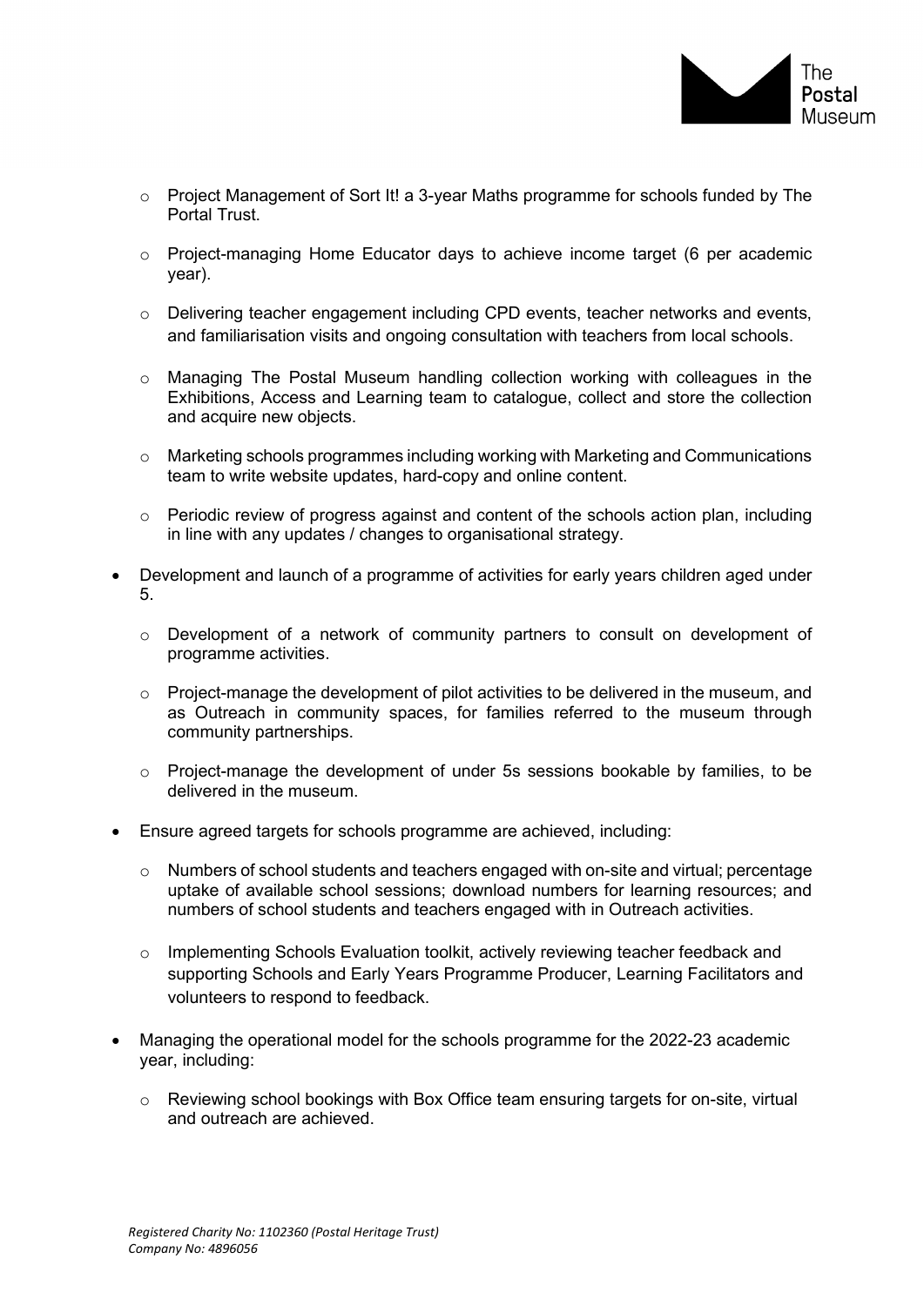- Project Management of Sort It! a 3-year Maths programme for schools funded by The Portal Trust.
  - Project-managing Home Educator days to achieve income target (6 per academic year).
  - Delivering teacher engagement including CPD events, teacher networks and events, and familiarisation visits and ongoing consultation with teachers from local schools.
  - Managing The Postal Museum handling collection working with colleagues in the Exhibitions, Access and Learning team to catalogue, collect and store the collection and acquire new objects.
  - Marketing schools programmes including working with Marketing and Communications team to write website updates, hard-copy and online content.
  - Periodic review of progress against and content of the schools action plan, including in line with any updates / changes to organisational strategy.

- Development and launch of a programme of activities for early years children aged under 5.
  - Development of a network of community partners to consult on development of programme activities.
  - Project-manage the development of pilot activities to be delivered in the museum, and as Outreach in community spaces, for families referred to the museum through community partnerships.
  - Project-manage the development of under 5s sessions bookable by families, to be delivered in the museum.

- Ensure agreed targets for schools programme are achieved, including:
  - Numbers of school students and teachers engaged with on-site and virtual; percentage uptake of available school sessions; download numbers for learning resources; and numbers of school students and teachers engaged with in Outreach activities.
  - Implementing Schools Evaluation toolkit, actively reviewing teacher feedback and supporting Schools and Early Years Programme Producer, Learning Facilitators and volunteers to respond to feedback.

- Managing the operational model for the schools programme for the 2022-23 academic year, including:
  - Reviewing school bookings with Box Office team ensuring targets for on-site, virtual and outreach are achieved.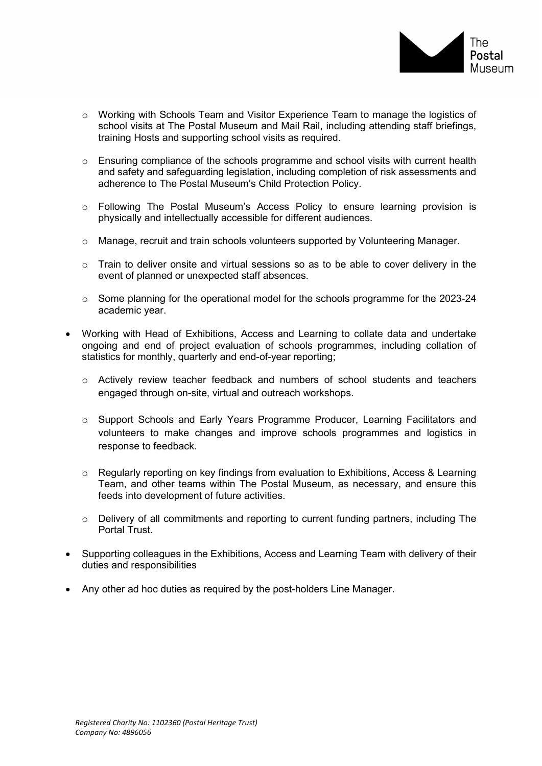- Working with Schools Team and Visitor Experience Team to manage the logistics of school visits at The Postal Museum and Mail Rail, including attending staff briefings, training Hosts and supporting school visits as required.

    - Ensuring compliance of the schools programme and school visits with current health and safety and safeguarding legislation, including completion of risk assessments and adherence to The Postal Museum's Child Protection Policy.

    - Following The Postal Museum's Access Policy to ensure learning provision is physically and intellectually accessible for different audiences.

    - Manage, recruit and train schools volunteers supported by Volunteering Manager.

    - Train to deliver onsite and virtual sessions so as to be able to cover delivery in the event of planned or unexpected staff absences.

    - Some planning for the operational model for the schools programme for the 2023-24 academic year.

- Working with Head of Exhibitions, Access and Learning to collate data and undertake ongoing and end of project evaluation of schools programmes, including collation of statistics for monthly, quarterly and end-of-year reporting;

    - Actively review teacher feedback and numbers of school students and teachers engaged through on-site, virtual and outreach workshops.

    - Support Schools and Early Years Programme Producer, Learning Facilitators and volunteers to make changes and improve schools programmes and logistics in response to feedback.

    - Regularly reporting on key findings from evaluation to Exhibitions, Access & Learning Team, and other teams within The Postal Museum, as necessary, and ensure this feeds into development of future activities.

    - Delivery of all commitments and reporting to current funding partners, including The Portal Trust.

- Supporting colleagues in the Exhibitions, Access and Learning Team with delivery of their duties and responsibilities

- Any other ad hoc duties as required by the post-holders Line Manager.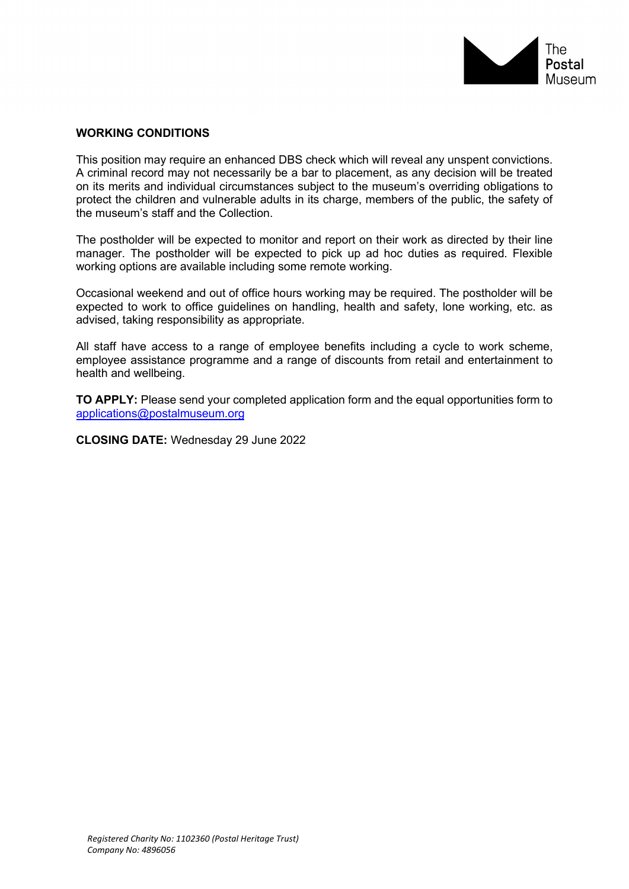## WORKING CONDITIONS

This position may require an enhanced DBS check which will reveal any unspent convictions. A criminal record may not necessarily be a bar to placement, as any decision will be treated on its merits and individual circumstances subject to the museum's overriding obligations to protect the children and vulnerable adults in its charge, members of the public, the safety of the museum's staff and the Collection.

The postholder will be expected to monitor and report on their work as directed by their line manager. The postholder will be expected to pick up ad hoc duties as required. Flexible working options are available including some remote working.

Occasional weekend and out of office hours working may be required. The postholder will be expected to work to office guidelines on handling, health and safety, lone working, etc. as advised, taking responsibility as appropriate.

All staff have access to a range of employee benefits including a cycle to work scheme, employee assistance programme and a range of discounts from retail and entertainment to health and wellbeing.

**TO APPLY:** Please send your completed application form and the equal opportunities form to applications@postalmuseum.org

**CLOSING DATE:** Wednesday 29 June 2022